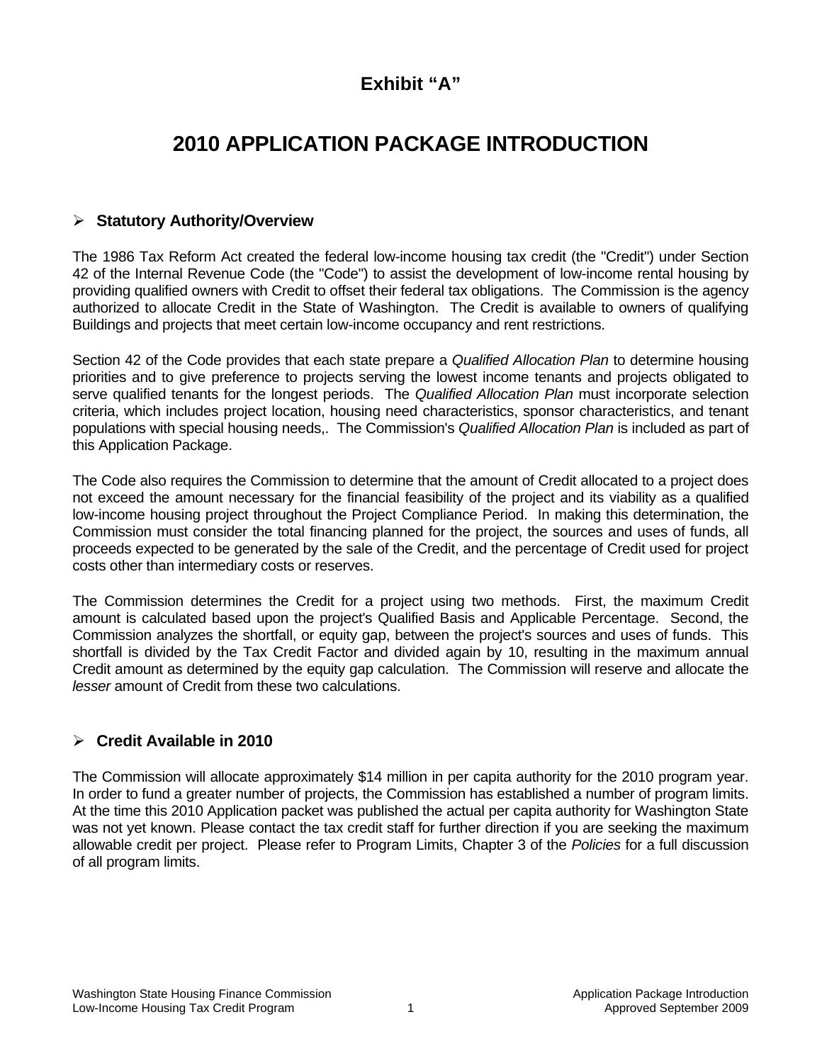# Exhibit "A"

# 2010 APPLICATION PACKAGE INTRODUCTION

## ➢ Statutory Authority/Overview

The 1986 Tax Reform Act created the federal low-income housing tax credit (the "Credit") under Section 42 of the Internal Revenue Code (the "Code") to assist the development of low-income rental housing by providing qualified owners with Credit to offset their federal tax obligations. The Commission is the agency authorized to allocate Credit in the State of Washington. The Credit is available to owners of qualifying Buildings and projects that meet certain low-income occupancy and rent restrictions.

Section 42 of the Code provides that each state prepare a *Qualified Allocation Plan* to determine housing priorities and to give preference to projects serving the lowest income tenants and projects obligated to serve qualified tenants for the longest periods. The *Qualified Allocation Plan* must incorporate selection criteria, which includes project location, housing need characteristics, sponsor characteristics, and tenant populations with special housing needs,. The Commission's *Qualified Allocation Plan* is included as part of this Application Package.

The Code also requires the Commission to determine that the amount of Credit allocated to a project does not exceed the amount necessary for the financial feasibility of the project and its viability as a qualified low-income housing project throughout the Project Compliance Period. In making this determination, the Commission must consider the total financing planned for the project, the sources and uses of funds, all proceeds expected to be generated by the sale of the Credit, and the percentage of Credit used for project costs other than intermediary costs or reserves.

The Commission determines the Credit for a project using two methods. First, the maximum Credit amount is calculated based upon the project's Qualified Basis and Applicable Percentage. Second, the Commission analyzes the shortfall, or equity gap, between the project's sources and uses of funds. This shortfall is divided by the Tax Credit Factor and divided again by 10, resulting in the maximum annual Credit amount as determined by the equity gap calculation. The Commission will reserve and allocate the *lesser* amount of Credit from these two calculations.

## ➢ Credit Available in 2010

The Commission will allocate approximately $14 million in per capita authority for the 2010 program year. In order to fund a greater number of projects, the Commission has established a number of program limits. At the time this 2010 Application packet was published the actual per capita authority for Washington State was not yet known. Please contact the tax credit staff for further direction if you are seeking the maximum allowable credit per project. Please refer to Program Limits, Chapter 3 of the *Policies* for a full discussion of all program limits.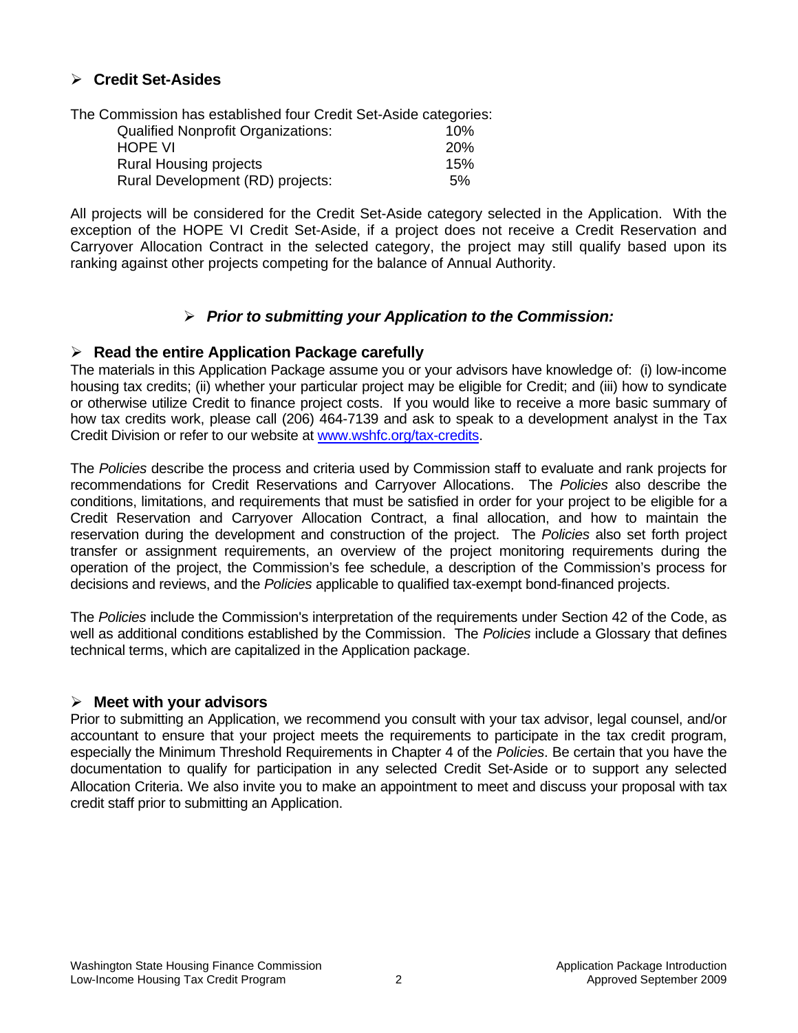## Credit Set-Asides

The Commission has established four Credit Set-Aside categories:

| Category | Percentage |
|---|---|
| Qualified Nonprofit Organizations: | 10% |
| HOPE VI | 20% |
| Rural Housing projects | 15% |
| Rural Development (RD) projects: | 5% |

All projects will be considered for the Credit Set-Aside category selected in the Application. With the exception of the HOPE VI Credit Set-Aside, if a project does not receive a Credit Reservation and Carryover Allocation Contract in the selected category, the project may still qualify based upon its ranking against other projects competing for the balance of Annual Authority.

## *Prior to submitting your Application to the Commission:*

## Read the entire Application Package carefully

The materials in this Application Package assume you or your advisors have knowledge of: (i) low-income housing tax credits; (ii) whether your particular project may be eligible for Credit; and (iii) how to syndicate or otherwise utilize Credit to finance project costs. If you would like to receive a more basic summary of how tax credits work, please call (206) 464-7139 and ask to speak to a development analyst in the Tax Credit Division or refer to our website at www.wshfc.org/tax-credits.

The *Policies* describe the process and criteria used by Commission staff to evaluate and rank projects for recommendations for Credit Reservations and Carryover Allocations. The *Policies* also describe the conditions, limitations, and requirements that must be satisfied in order for your project to be eligible for a Credit Reservation and Carryover Allocation Contract, a final allocation, and how to maintain the reservation during the development and construction of the project. The *Policies* also set forth project transfer or assignment requirements, an overview of the project monitoring requirements during the operation of the project, the Commission's fee schedule, a description of the Commission's process for decisions and reviews, and the *Policies* applicable to qualified tax-exempt bond-financed projects.

The *Policies* include the Commission's interpretation of the requirements under Section 42 of the Code, as well as additional conditions established by the Commission. The *Policies* include a Glossary that defines technical terms, which are capitalized in the Application package.

## Meet with your advisors

Prior to submitting an Application, we recommend you consult with your tax advisor, legal counsel, and/or accountant to ensure that your project meets the requirements to participate in the tax credit program, especially the Minimum Threshold Requirements in Chapter 4 of the *Policies*. Be certain that you have the documentation to qualify for participation in any selected Credit Set-Aside or to support any selected Allocation Criteria. We also invite you to make an appointment to meet and discuss your proposal with tax credit staff prior to submitting an Application.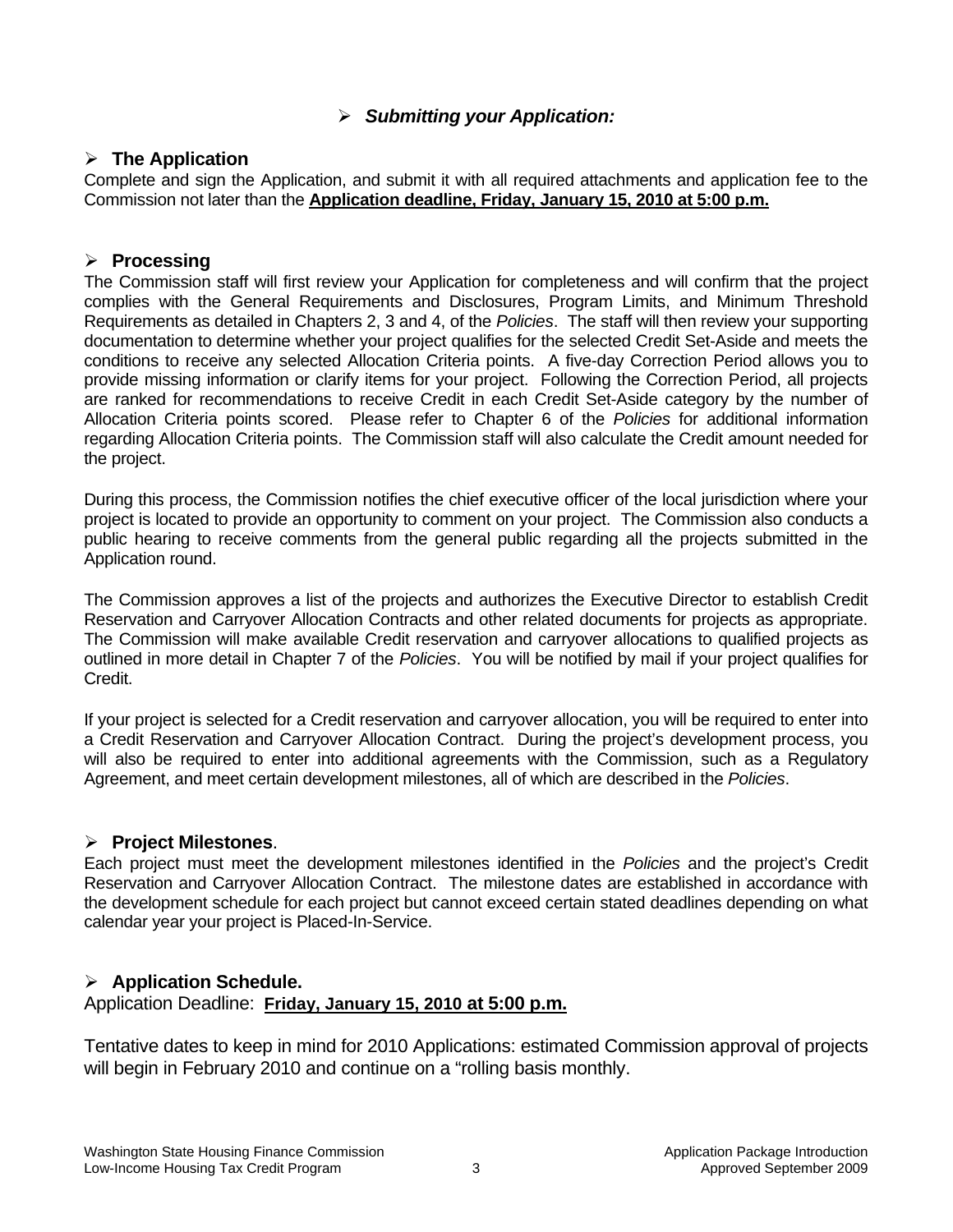## ➢ *Submitting your Application:*

### ➢ The Application

Complete and sign the Application, and submit it with all required attachments and application fee to the Commission not later than the **Application deadline, Friday, January 15, 2010 at 5:00 p.m.**

### ➢ Processing

The Commission staff will first review your Application for completeness and will confirm that the project complies with the General Requirements and Disclosures, Program Limits, and Minimum Threshold Requirements as detailed in Chapters 2, 3 and 4, of the *Policies*. The staff will then review your supporting documentation to determine whether your project qualifies for the selected Credit Set-Aside and meets the conditions to receive any selected Allocation Criteria points. A five-day Correction Period allows you to provide missing information or clarify items for your project. Following the Correction Period, all projects are ranked for recommendations to receive Credit in each Credit Set-Aside category by the number of Allocation Criteria points scored. Please refer to Chapter 6 of the *Policies* for additional information regarding Allocation Criteria points. The Commission staff will also calculate the Credit amount needed for the project.

During this process, the Commission notifies the chief executive officer of the local jurisdiction where your project is located to provide an opportunity to comment on your project. The Commission also conducts a public hearing to receive comments from the general public regarding all the projects submitted in the Application round.

The Commission approves a list of the projects and authorizes the Executive Director to establish Credit Reservation and Carryover Allocation Contracts and other related documents for projects as appropriate. The Commission will make available Credit reservation and carryover allocations to qualified projects as outlined in more detail in Chapter 7 of the *Policies*. You will be notified by mail if your project qualifies for Credit.

If your project is selected for a Credit reservation and carryover allocation, you will be required to enter into a Credit Reservation and Carryover Allocation Contract. During the project's development process, you will also be required to enter into additional agreements with the Commission, such as a Regulatory Agreement, and meet certain development milestones, all of which are described in the *Policies*.

### ➢ Project Milestones.

Each project must meet the development milestones identified in the *Policies* and the project's Credit Reservation and Carryover Allocation Contract. The milestone dates are established in accordance with the development schedule for each project but cannot exceed certain stated deadlines depending on what calendar year your project is Placed-In-Service.

### ➢ Application Schedule.

Application Deadline: **Friday, January 15, 2010 at 5:00 p.m.**

Tentative dates to keep in mind for 2010 Applications: estimated Commission approval of projects will begin in February 2010 and continue on a "rolling basis monthly.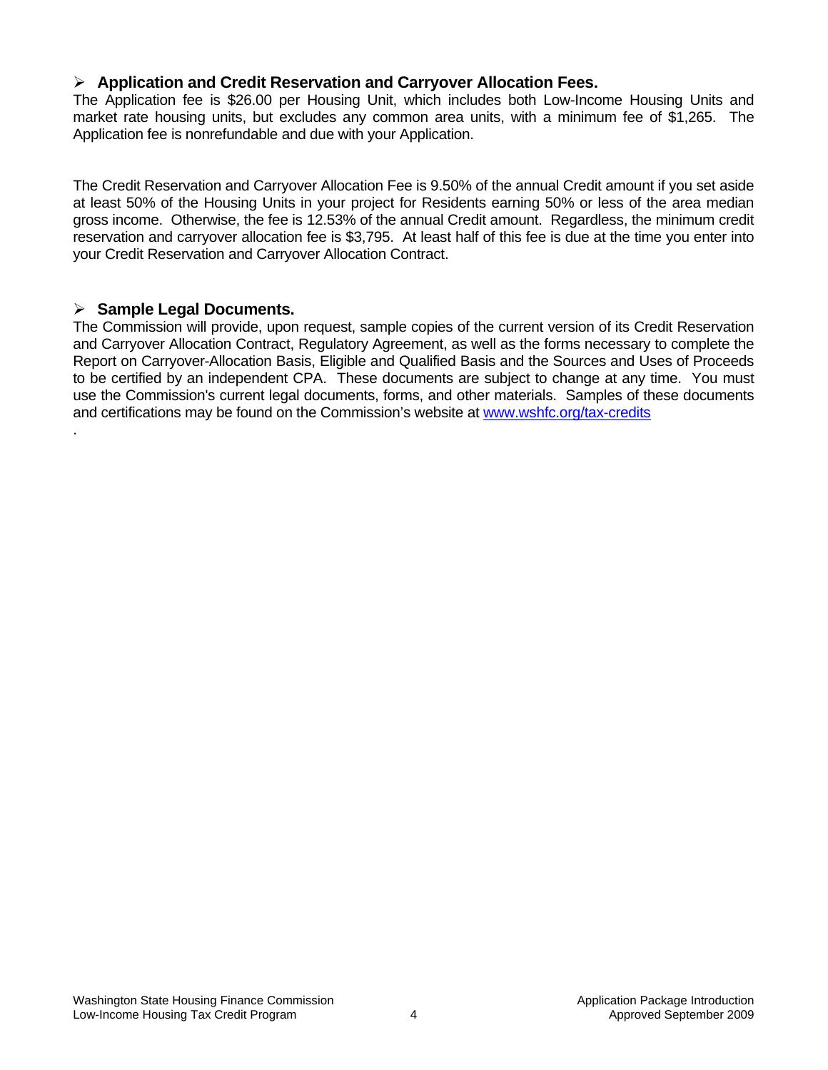- **Application and Credit Reservation and Carryover Allocation Fees.**

The Application fee is $26.00 per Housing Unit, which includes both Low-Income Housing Units and market rate housing units, but excludes any common area units, with a minimum fee of $1,265. The Application fee is nonrefundable and due with your Application.

The Credit Reservation and Carryover Allocation Fee is 9.50% of the annual Credit amount if you set aside at least 50% of the Housing Units in your project for Residents earning 50% or less of the area median gross income. Otherwise, the fee is 12.53% of the annual Credit amount. Regardless, the minimum credit reservation and carryover allocation fee is $3,795. At least half of this fee is due at the time you enter into your Credit Reservation and Carryover Allocation Contract.

- **Sample Legal Documents.**

The Commission will provide, upon request, sample copies of the current version of its Credit Reservation and Carryover Allocation Contract, Regulatory Agreement, as well as the forms necessary to complete the Report on Carryover-Allocation Basis, Eligible and Qualified Basis and the Sources and Uses of Proceeds to be certified by an independent CPA. These documents are subject to change at any time. You must use the Commission's current legal documents, forms, and other materials. Samples of these documents and certifications may be found on the Commission's website at www.wshfc.org/tax-credits

.